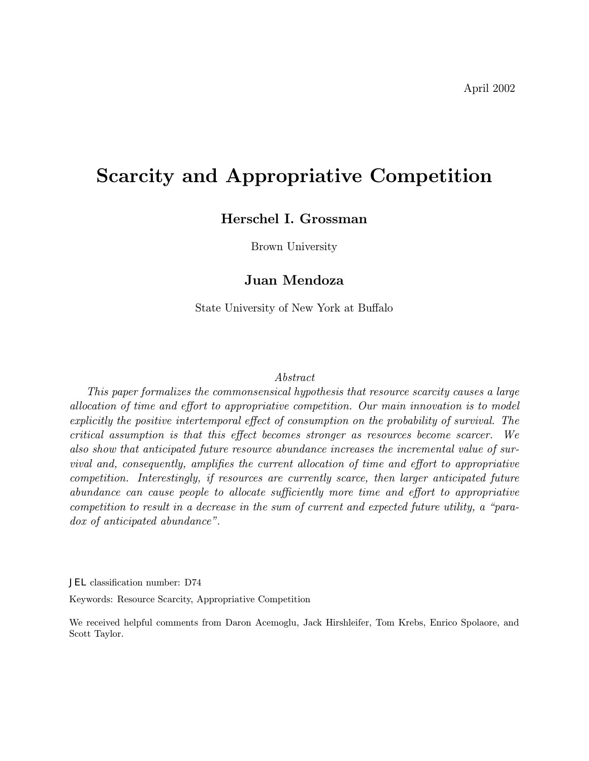April 2002

# Scarcity and Appropriative Competition

**Herschel I. Grossman**

Brown University

**Juan Mendoza**

State University of New York at Buffalo

*Abstract*

*This paper formalizes the commonsensical hypothesis that resource scarcity causes a large allocation of time and effort to appropriative competition. Our main innovation is to model explicitly the positive intertemporal effect of consumption on the probability of survival. The critical assumption is that this effect becomes stronger as resources become scarcer. We also show that anticipated future resource abundance increases the incremental value of survival and, consequently, amplifies the current allocation of time and effort to appropriative competition. Interestingly, if resources are currently scarce, then larger anticipated future abundance can cause people to allocate sufficiently more time and effort to appropriative competition to result in a decrease in the sum of current and expected future utility, a "paradox of anticipated abundance".*

JEL classification number: D74

Keywords: Resource Scarcity, Appropriative Competition

We received helpful comments from Daron Acemoglu, Jack Hirshleifer, Tom Krebs, Enrico Spolaore, and Scott Taylor.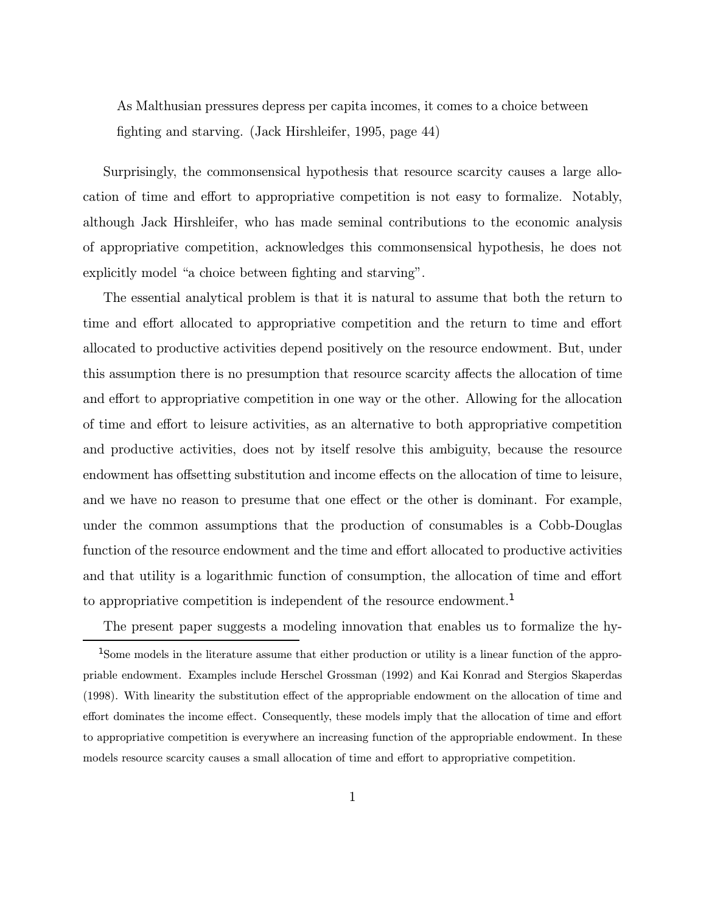> As Malthusian pressures depress per capita incomes, it comes to a choice between fighting and starving. (Jack Hirshleifer, 1995, page 44)

Surprisingly, the commonsensical hypothesis that resource scarcity causes a large allocation of time and effort to appropriative competition is not easy to formalize. Notably, although Jack Hirshleifer, who has made seminal contributions to the economic analysis of appropriative competition, acknowledges this commonsensical hypothesis, he does not explicitly model "a choice between fighting and starving".

The essential analytical problem is that it is natural to assume that both the return to time and effort allocated to appropriative competition and the return to time and effort allocated to productive activities depend positively on the resource endowment. But, under this assumption there is no presumption that resource scarcity affects the allocation of time and effort to appropriative competition in one way or the other. Allowing for the allocation of time and effort to leisure activities, as an alternative to both appropriative competition and productive activities, does not by itself resolve this ambiguity, because the resource endowment has offsetting substitution and income effects on the allocation of time to leisure, and we have no reason to presume that one effect or the other is dominant. For example, under the common assumptions that the production of consumables is a Cobb-Douglas function of the resource endowment and the time and effort allocated to productive activities and that utility is a logarithmic function of consumption, the allocation of time and effort to appropriative competition is independent of the resource endowment.[1]

The present paper suggests a modeling innovation that enables us to formalize the hy-

[1] Some models in the literature assume that either production or utility is a linear function of the appropriable endowment. Examples include Herschel Grossman (1992) and Kai Konrad and Stergios Skaperdas (1998). With linearity the substitution effect of the appropriable endowment on the allocation of time and effort dominates the income effect. Consequently, these models imply that the allocation of time and effort to appropriative competition is everywhere an increasing function of the appropriable endowment. In these models resource scarcity causes a small allocation of time and effort to appropriative competition.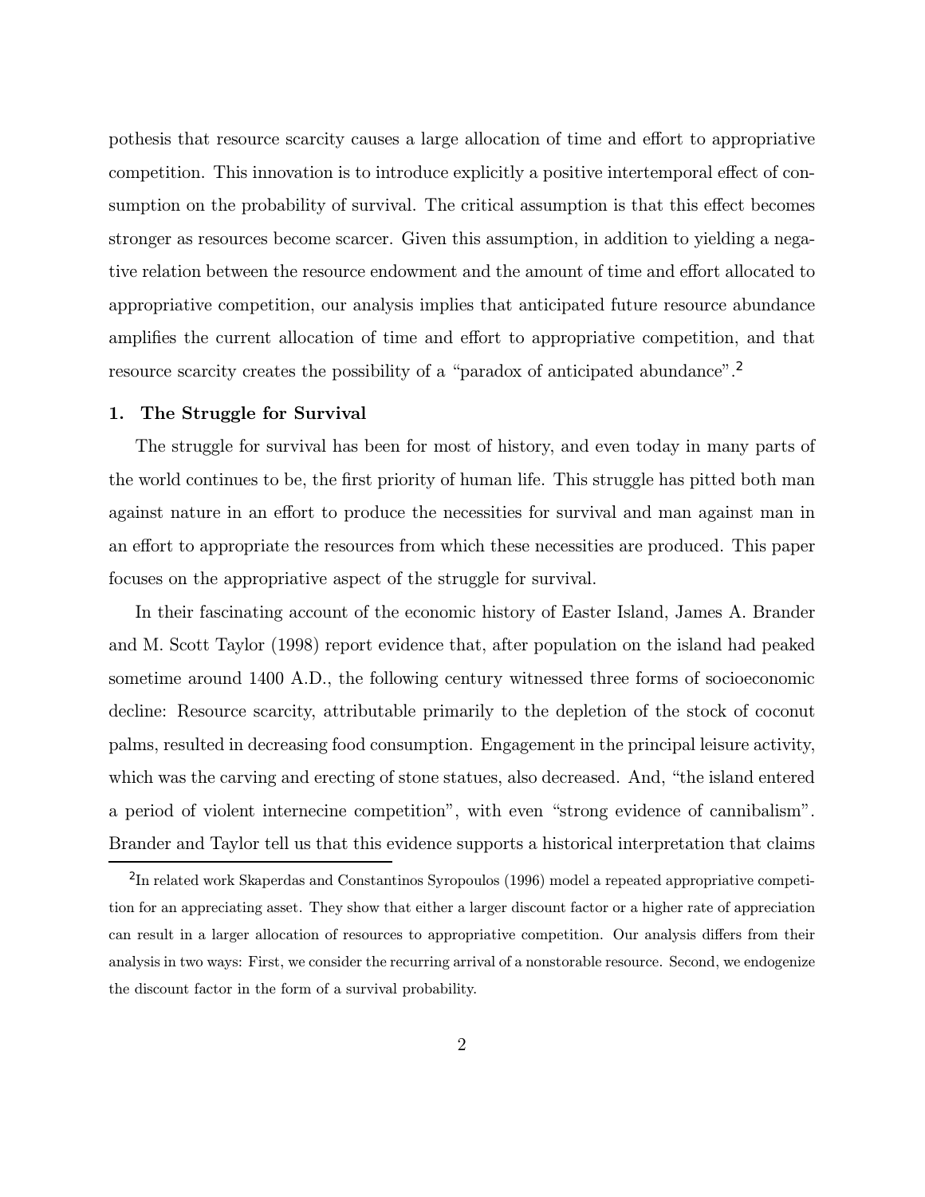pothesis that resource scarcity causes a large allocation of time and effort to appropriative competition. This innovation is to introduce explicitly a positive intertemporal effect of consumption on the probability of survival. The critical assumption is that this effect becomes stronger as resources become scarcer. Given this assumption, in addition to yielding a negative relation between the resource endowment and the amount of time and effort allocated to appropriative competition, our analysis implies that anticipated future resource abundance amplifies the current allocation of time and effort to appropriative competition, and that resource scarcity creates the possibility of a "paradox of anticipated abundance".[2]

## 1. The Struggle for Survival

The struggle for survival has been for most of history, and even today in many parts of the world continues to be, the first priority of human life. This struggle has pitted both man against nature in an effort to produce the necessities for survival and man against man in an effort to appropriate the resources from which these necessities are produced. This paper focuses on the appropriative aspect of the struggle for survival.

In their fascinating account of the economic history of Easter Island, James A. Brander and M. Scott Taylor (1998) report evidence that, after population on the island had peaked sometime around 1400 A.D., the following century witnessed three forms of socioeconomic decline: Resource scarcity, attributable primarily to the depletion of the stock of coconut palms, resulted in decreasing food consumption. Engagement in the principal leisure activity, which was the carving and erecting of stone statues, also decreased. And, "the island entered a period of violent internecine competition", with even "strong evidence of cannibalism". Brander and Taylor tell us that this evidence supports a historical interpretation that claims

[2] In related work Skaperdas and Constantinos Syropoulos (1996) model a repeated appropriative competition for an appreciating asset. They show that either a larger discount factor or a higher rate of appreciation can result in a larger allocation of resources to appropriative competition. Our analysis differs from their analysis in two ways: First, we consider the recurring arrival of a nonstorable resource. Second, we endogenize the discount factor in the form of a survival probability.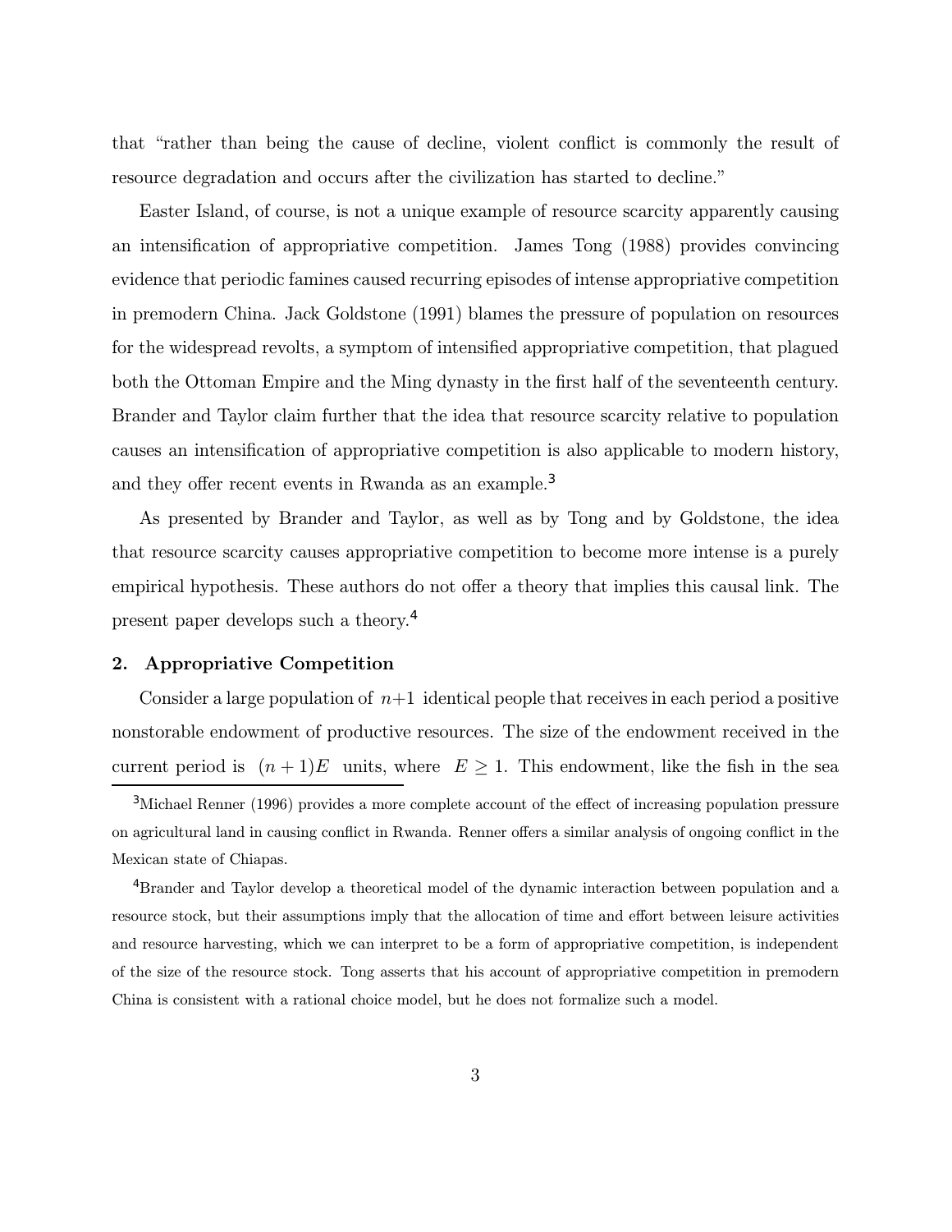that "rather than being the cause of decline, violent conflict is commonly the result of resource degradation and occurs after the civilization has started to decline."

Easter Island, of course, is not a unique example of resource scarcity apparently causing an intensification of appropriative competition. James Tong (1988) provides convincing evidence that periodic famines caused recurring episodes of intense appropriative competition in premodern China. Jack Goldstone (1991) blames the pressure of population on resources for the widespread revolts, a symptom of intensified appropriative competition, that plagued both the Ottoman Empire and the Ming dynasty in the first half of the seventeenth century. Brander and Taylor claim further that the idea that resource scarcity relative to population causes an intensification of appropriative competition is also applicable to modern history, and they offer recent events in Rwanda as an example.[3]

As presented by Brander and Taylor, as well as by Tong and by Goldstone, the idea that resource scarcity causes appropriative competition to become more intense is a purely empirical hypothesis. These authors do not offer a theory that implies this causal link. The present paper develops such a theory.[4]

## 2. Appropriative Competition

Consider a large population of $n+1$ identical people that receives in each period a positive nonstorable endowment of productive resources. The size of the endowment received in the current period is $(n+1)E$ units, where $E \geq 1$. This endowment, like the fish in the sea

[3] Michael Renner (1996) provides a more complete account of the effect of increasing population pressure on agricultural land in causing conflict in Rwanda. Renner offers a similar analysis of ongoing conflict in the Mexican state of Chiapas.

[4] Brander and Taylor develop a theoretical model of the dynamic interaction between population and a resource stock, but their assumptions imply that the allocation of time and effort between leisure activities and resource harvesting, which we can interpret to be a form of appropriative competition, is independent of the size of the resource stock. Tong asserts that his account of appropriative competition in premodern China is consistent with a rational choice model, but he does not formalize such a model.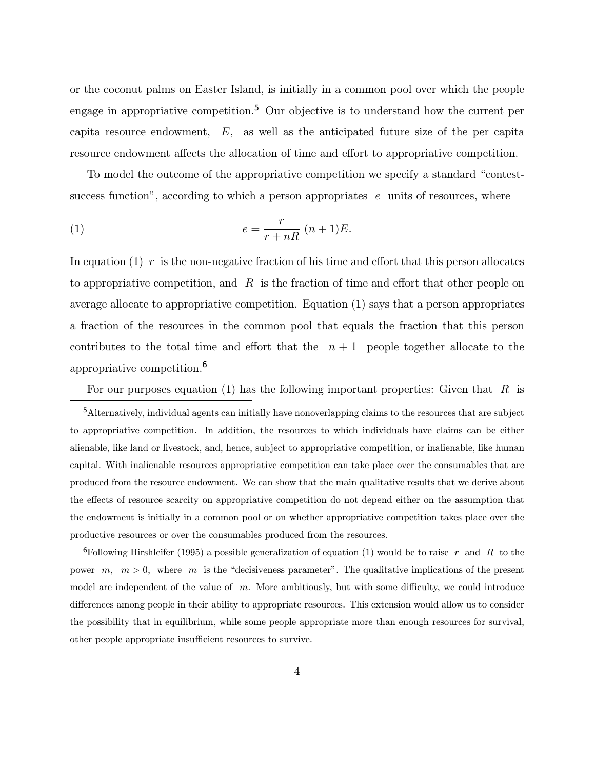or the coconut palms on Easter Island, is initially in a common pool over which the people engage in appropriative competition.[5] Our objective is to understand how the current per capita resource endowment, $E$, as well as the anticipated future size of the per capita resource endowment affects the allocation of time and effort to appropriative competition.

To model the outcome of the appropriative competition we specify a standard "contest-success function", according to which a person appropriates $e$ units of resources, where

$$e = \frac{r}{r + nR} \, (n+1)E. \tag{1}$$

In equation (1) $r$ is the non-negative fraction of his time and effort that this person allocates to appropriative competition, and $R$ is the fraction of time and effort that other people on average allocate to appropriative competition. Equation (1) says that a person appropriates a fraction of the resources in the common pool that equals the fraction that this person contributes to the total time and effort that the $n+1$ people together allocate to the appropriative competition.[6]

For our purposes equation (1) has the following important properties: Given that $R$ is

[5] Alternatively, individual agents can initially have nonoverlapping claims to the resources that are subject to appropriative competition. In addition, the resources to which individuals have claims can be either alienable, like land or livestock, and, hence, subject to appropriative competition, or inalienable, like human capital. With inalienable resources appropriative competition can take place over the consumables that are produced from the resource endowment. We can show that the main qualitative results that we derive about the effects of resource scarcity on appropriative competition do not depend either on the assumption that the endowment is initially in a common pool or on whether appropriative competition takes place over the productive resources or over the consumables produced from the resources.

[6] Following Hirshleifer (1995) a possible generalization of equation (1) would be to raise $r$ and $R$ to the power $m$, $m > 0$, where $m$ is the "decisiveness parameter". The qualitative implications of the present model are independent of the value of $m$. More ambitiously, but with some difficulty, we could introduce differences among people in their ability to appropriate resources. This extension would allow us to consider the possibility that in equilibrium, while some people appropriate more than enough resources for survival, other people appropriate insufficient resources to survive.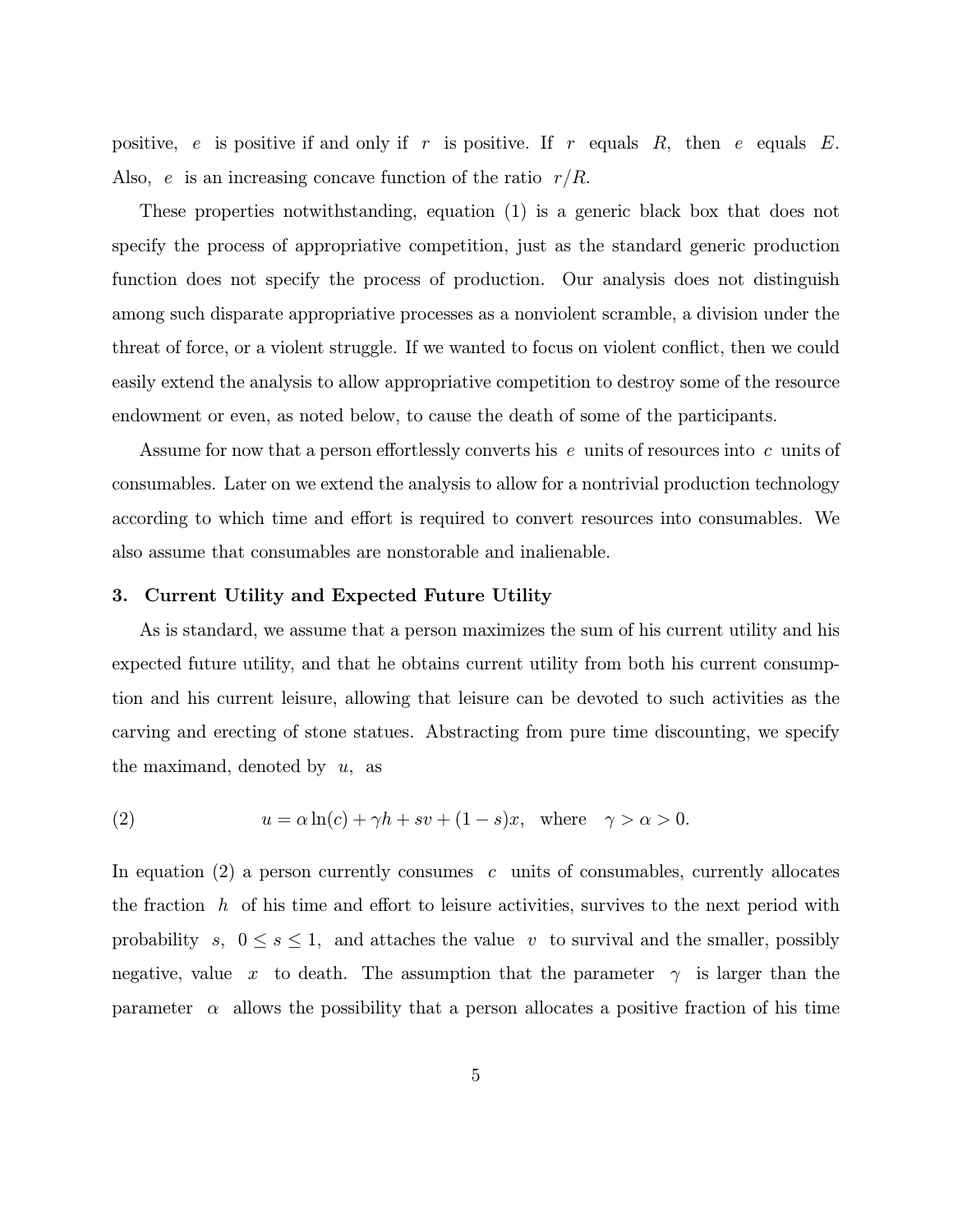positive, $e$ is positive if and only if $r$ is positive. If $r$ equals $R$, then $e$ equals $E$. Also, $e$ is an increasing concave function of the ratio $r/R$.

These properties notwithstanding, equation (1) is a generic black box that does not specify the process of appropriative competition, just as the standard generic production function does not specify the process of production. Our analysis does not distinguish among such disparate appropriative processes as a nonviolent scramble, a division under the threat of force, or a violent struggle. If we wanted to focus on violent conflict, then we could easily extend the analysis to allow appropriative competition to destroy some of the resource endowment or even, as noted below, to cause the death of some of the participants.

Assume for now that a person effortlessly converts his $e$ units of resources into $c$ units of consumables. Later on we extend the analysis to allow for a nontrivial production technology according to which time and effort is required to convert resources into consumables. We also assume that consumables are nonstorable and inalienable.

### 3. Current Utility and Expected Future Utility

As is standard, we assume that a person maximizes the sum of his current utility and his expected future utility, and that he obtains current utility from both his current consumption and his current leisure, allowing that leisure can be devoted to such activities as the carving and erecting of stone statues. Abstracting from pure time discounting, we specify the maximand, denoted by $u$, as

$$u = \alpha \ln(c) + \gamma h + sv + (1-s)x, \quad \text{where} \quad \gamma > \alpha > 0. \tag{2}$$

In equation (2) a person currently consumes $c$ units of consumables, currently allocates the fraction $h$ of his time and effort to leisure activities, survives to the next period with probability $s$, $0 \leq s \leq 1$, and attaches the value $v$ to survival and the smaller, possibly negative, value $x$ to death. The assumption that the parameter $\gamma$ is larger than the parameter $\alpha$ allows the possibility that a person allocates a positive fraction of his time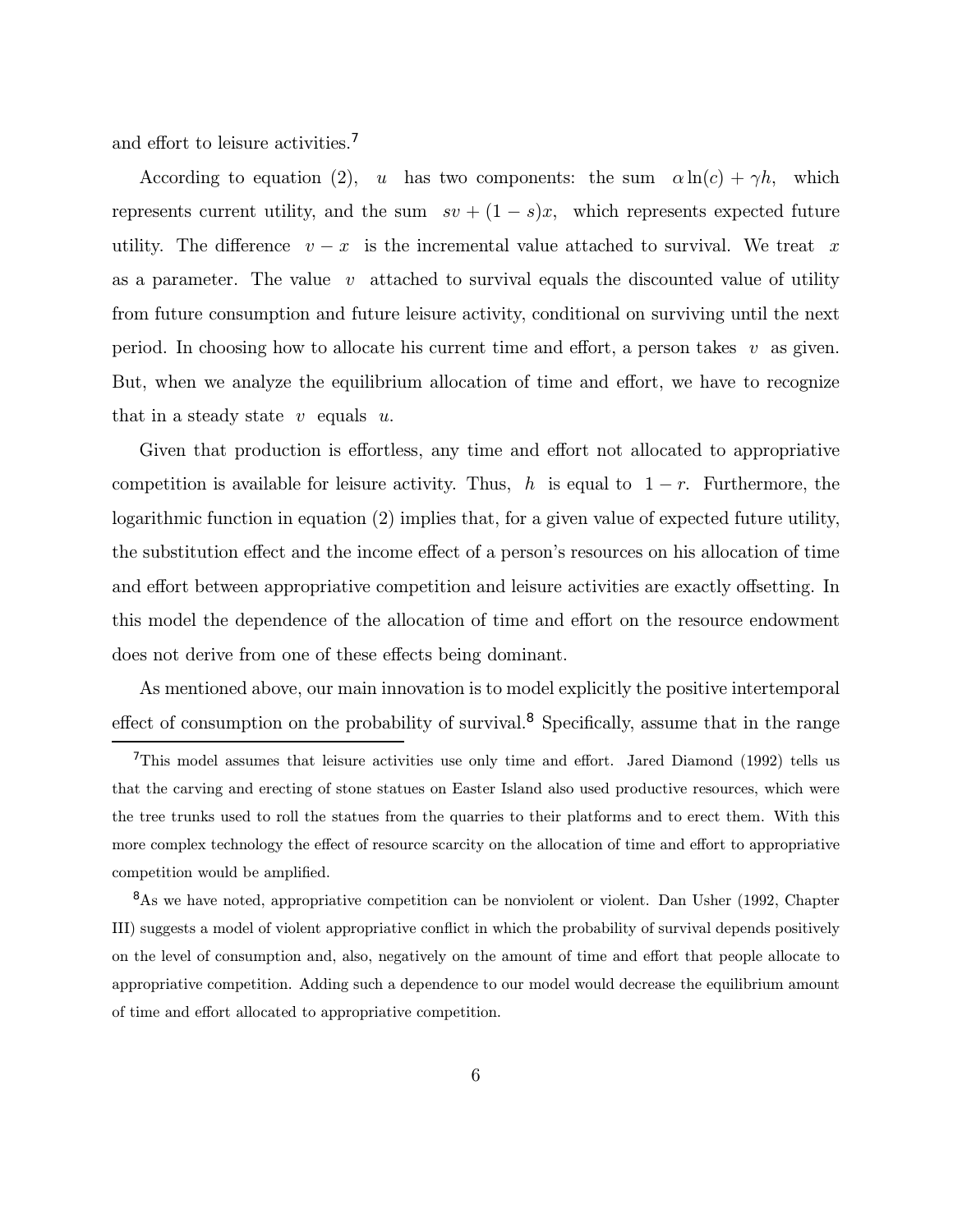and effort to leisure activities.[7]

According to equation (2), $u$ has two components: the sum $\alpha \ln(c) + \gamma h$, which represents current utility, and the sum $sv + (1-s)x$, which represents expected future utility. The difference $v - x$ is the incremental value attached to survival. We treat $x$ as a parameter. The value $v$ attached to survival equals the discounted value of utility from future consumption and future leisure activity, conditional on surviving until the next period. In choosing how to allocate his current time and effort, a person takes $v$ as given. But, when we analyze the equilibrium allocation of time and effort, we have to recognize that in a steady state $v$ equals $u$.

Given that production is effortless, any time and effort not allocated to appropriative competition is available for leisure activity. Thus, $h$ is equal to $1 - r$. Furthermore, the logarithmic function in equation (2) implies that, for a given value of expected future utility, the substitution effect and the income effect of a person's resources on his allocation of time and effort between appropriative competition and leisure activities are exactly offsetting. In this model the dependence of the allocation of time and effort on the resource endowment does not derive from one of these effects being dominant.

As mentioned above, our main innovation is to model explicitly the positive intertemporal effect of consumption on the probability of survival.[8] Specifically, assume that in the range

---

[7] This model assumes that leisure activities use only time and effort. Jared Diamond (1992) tells us that the carving and erecting of stone statues on Easter Island also used productive resources, which were the tree trunks used to roll the statues from the quarries to their platforms and to erect them. With this more complex technology the effect of resource scarcity on the allocation of time and effort to appropriative competition would be amplified.

[8] As we have noted, appropriative competition can be nonviolent or violent. Dan Usher (1992, Chapter III) suggests a model of violent appropriative conflict in which the probability of survival depends positively on the level of consumption and, also, negatively on the amount of time and effort that people allocate to appropriative competition. Adding such a dependence to our model would decrease the equilibrium amount of time and effort allocated to appropriative competition.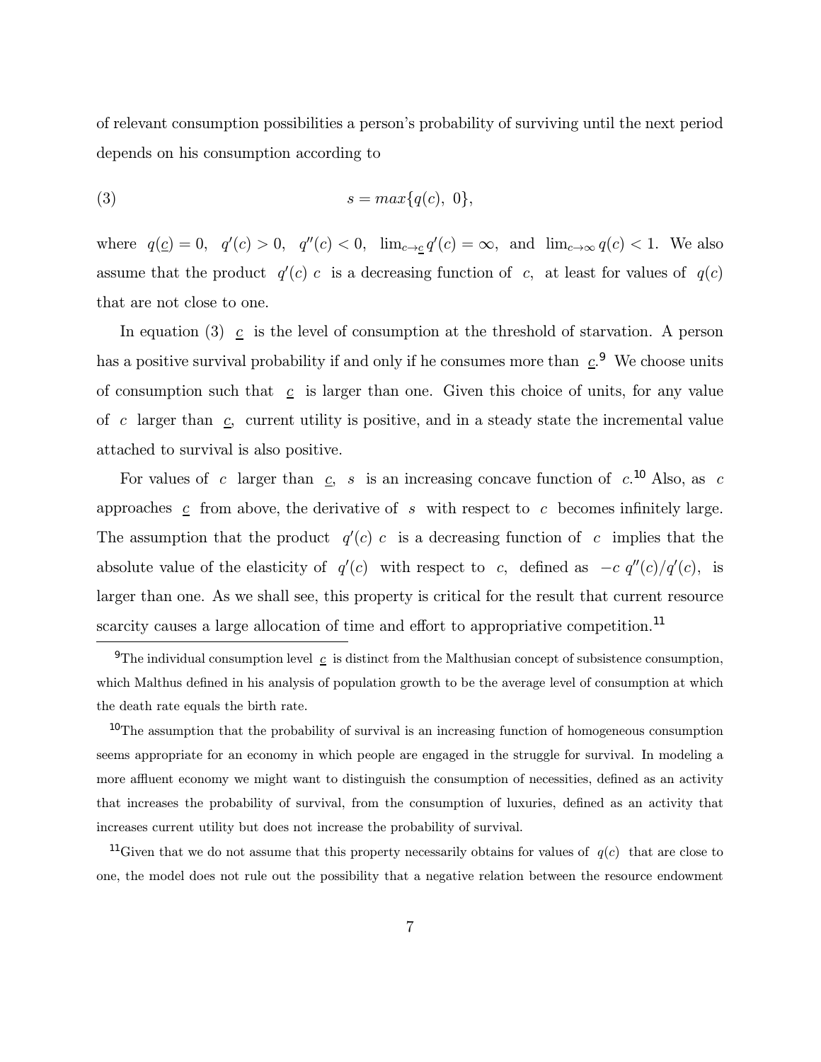of relevant consumption possibilities a person's probability of surviving until the next period depends on his consumption according to

$$s = max\{q(c),\ 0\}, \tag{3}$$

where $q(\underline{c}) = 0$, $q'(c) > 0$, $q''(c) < 0$, $\lim_{c \to \underline{c}} q'(c) = \infty$, and $\lim_{c \to \infty} q(c) < 1$. We also assume that the product $q'(c)\ c$ is a decreasing function of $c$, at least for values of $q(c)$ that are not close to one.

In equation (3) $\underline{c}$ is the level of consumption at the threshold of starvation. A person has a positive survival probability if and only if he consumes more than $\underline{c}$.[9] We choose units of consumption such that $\underline{c}$ is larger than one. Given this choice of units, for any value of $c$ larger than $\underline{c}$, current utility is positive, and in a steady state the incremental value attached to survival is also positive.

For values of $c$ larger than $\underline{c}$, $s$ is an increasing concave function of $c$.[10] Also, as $c$ approaches $\underline{c}$ from above, the derivative of $s$ with respect to $c$ becomes infinitely large. The assumption that the product $q'(c)\ c$ is a decreasing function of $c$ implies that the absolute value of the elasticity of $q'(c)$ with respect to $c$, defined as $-c\ q''(c)/q'(c)$, is larger than one. As we shall see, this property is critical for the result that current resource scarcity causes a large allocation of time and effort to appropriative competition.[11]

---

[9] The individual consumption level $\underline{c}$ is distinct from the Malthusian concept of subsistence consumption, which Malthus defined in his analysis of population growth to be the average level of consumption at which the death rate equals the birth rate.

[10] The assumption that the probability of survival is an increasing function of homogeneous consumption seems appropriate for an economy in which people are engaged in the struggle for survival. In modeling a more affluent economy we might want to distinguish the consumption of necessities, defined as an activity that increases the probability of survival, from the consumption of luxuries, defined as an activity that increases current utility but does not increase the probability of survival.

[11] Given that we do not assume that this property necessarily obtains for values of $q(c)$ that are close to one, the model does not rule out the possibility that a negative relation between the resource endowment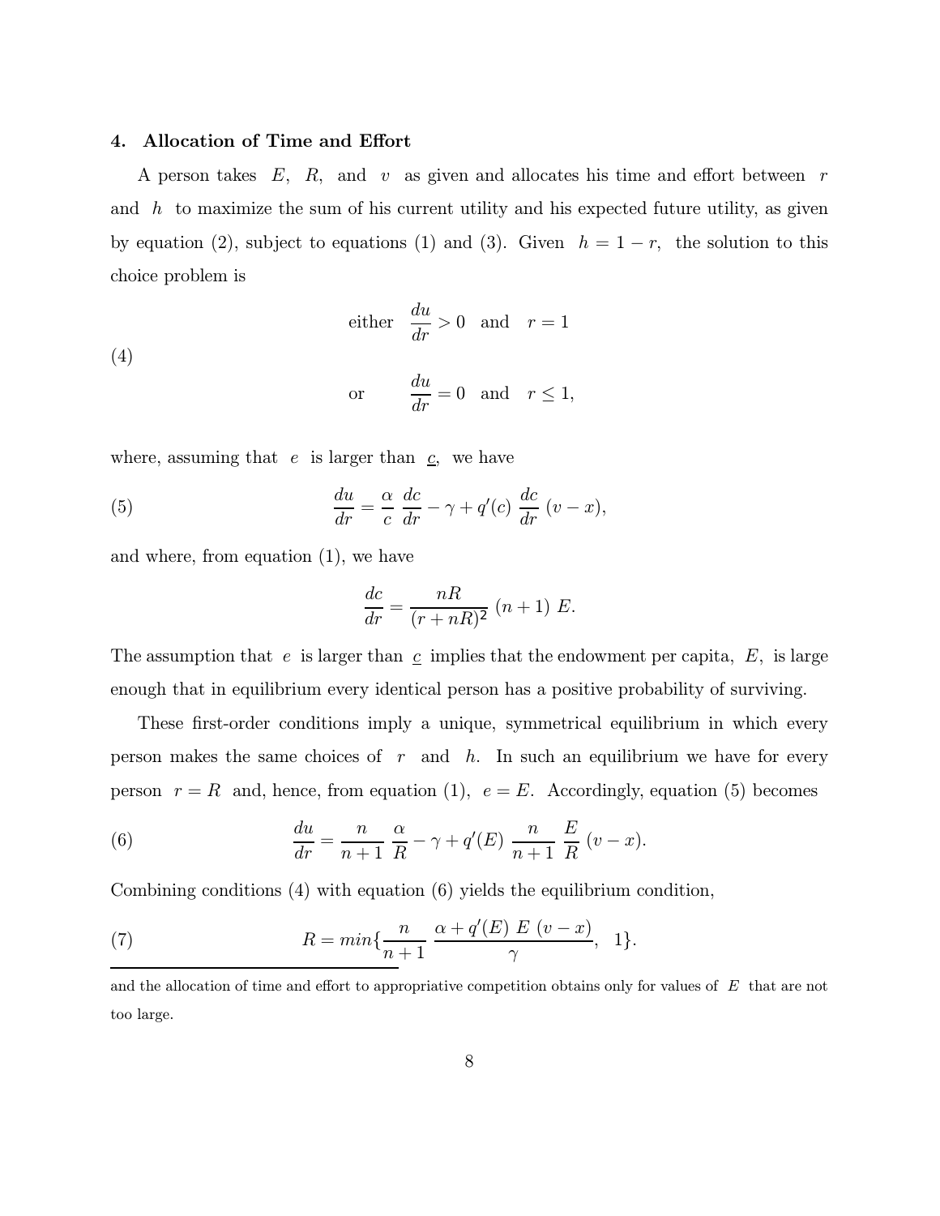## 4. Allocation of Time and Effort

A person takes $E$, $R$, and $v$ as given and allocates his time and effort between $r$ and $h$ to maximize the sum of his current utility and his expected future utility, as given by equation (2), subject to equations (1) and (3). Given $h = 1 - r$, the solution to this choice problem is

$$\text{(4)} \qquad \begin{aligned} &\text{either} \quad \frac{du}{dr} > 0 \quad \text{and} \quad r = 1 \\ &\text{or} \qquad \frac{du}{dr} = 0 \quad \text{and} \quad r \leq 1, \end{aligned}$$

where, assuming that $e$ is larger than $\underline{c}$, we have

$$\text{(5)} \qquad \frac{du}{dr} = \frac{\alpha}{c} \, \frac{dc}{dr} - \gamma + q'(c) \, \frac{dc}{dr} \, (v - x),$$

and where, from equation (1), we have

$$\frac{dc}{dr} = \frac{nR}{(r + nR)^2} \, (n+1) \, E.$$

The assumption that $e$ is larger than $\underline{c}$ implies that the endowment per capita, $E$, is large enough that in equilibrium every identical person has a positive probability of surviving.

These first-order conditions imply a unique, symmetrical equilibrium in which every person makes the same choices of $r$ and $h$. In such an equilibrium we have for every person $r = R$ and, hence, from equation (1), $e = E$. Accordingly, equation (5) becomes

$$\text{(6)} \qquad \frac{du}{dr} = \frac{n}{n+1} \, \frac{\alpha}{R} - \gamma + q'(E) \, \frac{n}{n+1} \, \frac{E}{R} \, (v - x).$$

Combining conditions (4) with equation (6) yields the equilibrium condition,

$$\text{(7)} \qquad R = min\{\frac{n}{n+1} \, \frac{\alpha + q'(E) \, E \, (v - x)}{\gamma}, \;\; 1\}.$$

---

and the allocation of time and effort to appropriative competition obtains only for values of $E$ that are not too large.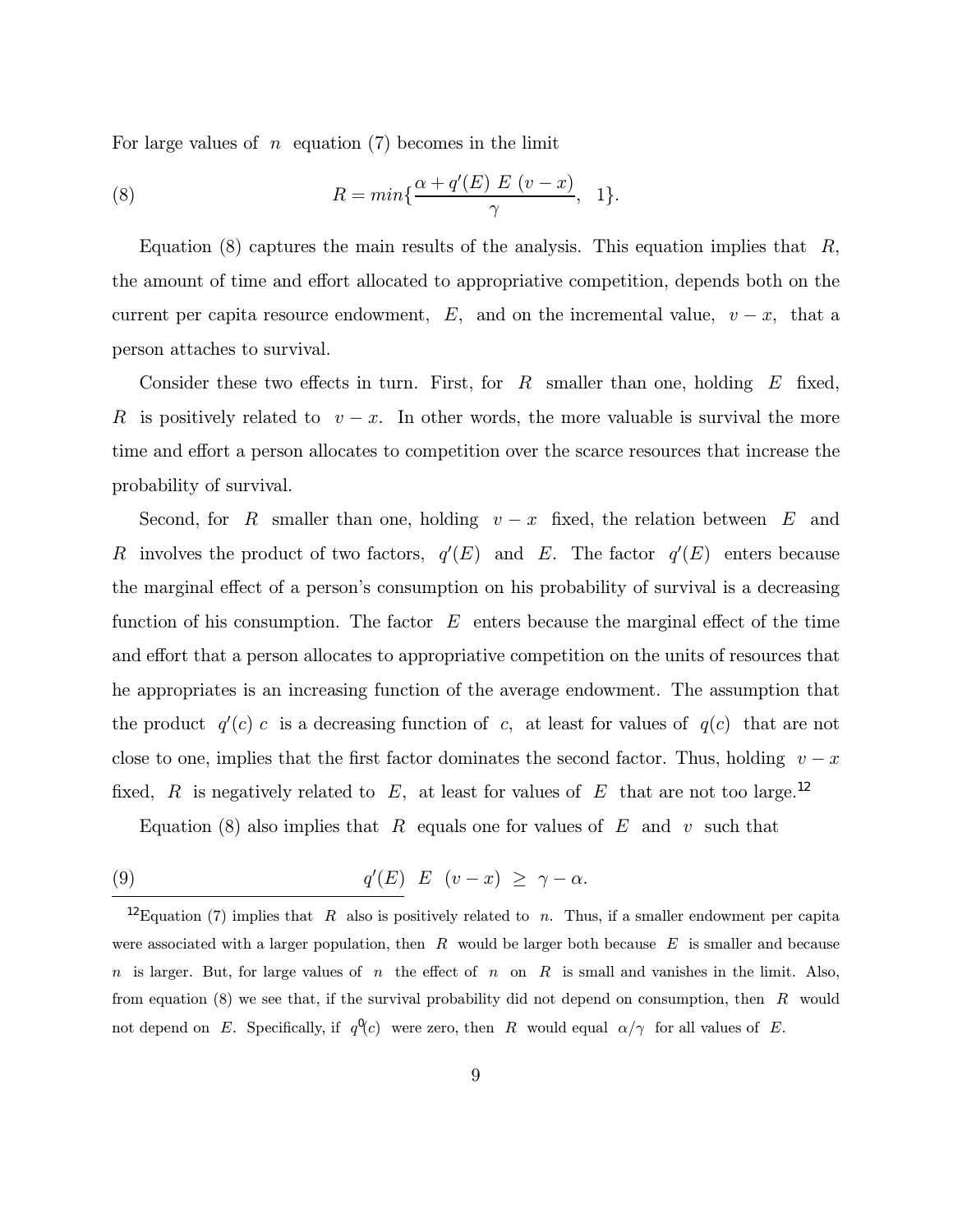For large values of $n$ equation (7) becomes in the limit

$$R = min\{\frac{\alpha + q'(E)\ E\ (v-x)}{\gamma},\ \ 1\}. \tag{8}$$

Equation (8) captures the main results of the analysis. This equation implies that $R$, the amount of time and effort allocated to appropriative competition, depends both on the current per capita resource endowment, $E$, and on the incremental value, $v - x$, that a person attaches to survival.

Consider these two effects in turn. First, for $R$ smaller than one, holding $E$ fixed, $R$ is positively related to $v - x$. In other words, the more valuable is survival the more time and effort a person allocates to competition over the scarce resources that increase the probability of survival.

Second, for $R$ smaller than one, holding $v - x$ fixed, the relation between $E$ and $R$ involves the product of two factors, $q'(E)$ and $E$. The factor $q'(E)$ enters because the marginal effect of a person's consumption on his probability of survival is a decreasing function of his consumption. The factor $E$ enters because the marginal effect of the time and effort that a person allocates to appropriative competition on the units of resources that he appropriates is an increasing function of the average endowment. The assumption that the product $q'(c)\ c$ is a decreasing function of $c$, at least for values of $q(c)$ that are not close to one, implies that the first factor dominates the second factor. Thus, holding $v - x$ fixed, $R$ is negatively related to $E$, at least for values of $E$ that are not too large.[12]

Equation (8) also implies that $R$ equals one for values of $E$ and $v$ such that

$$q'(E)\ \ E\ \ (v-x)\ \geq\ \gamma - \alpha. \tag{9}$$

[12]Equation (7) implies that $R$ also is positively related to $n$. Thus, if a smaller endowment per capita were associated with a larger population, then $R$ would be larger both because $E$ is smaller and because $n$ is larger. But, for large values of $n$ the effect of $n$ on $R$ is small and vanishes in the limit. Also, from equation (8) we see that, if the survival probability did not depend on consumption, then $R$ would not depend on $E$. Specifically, if $q'(c)$ were zero, then $R$ would equal $\alpha/\gamma$ for all values of $E$.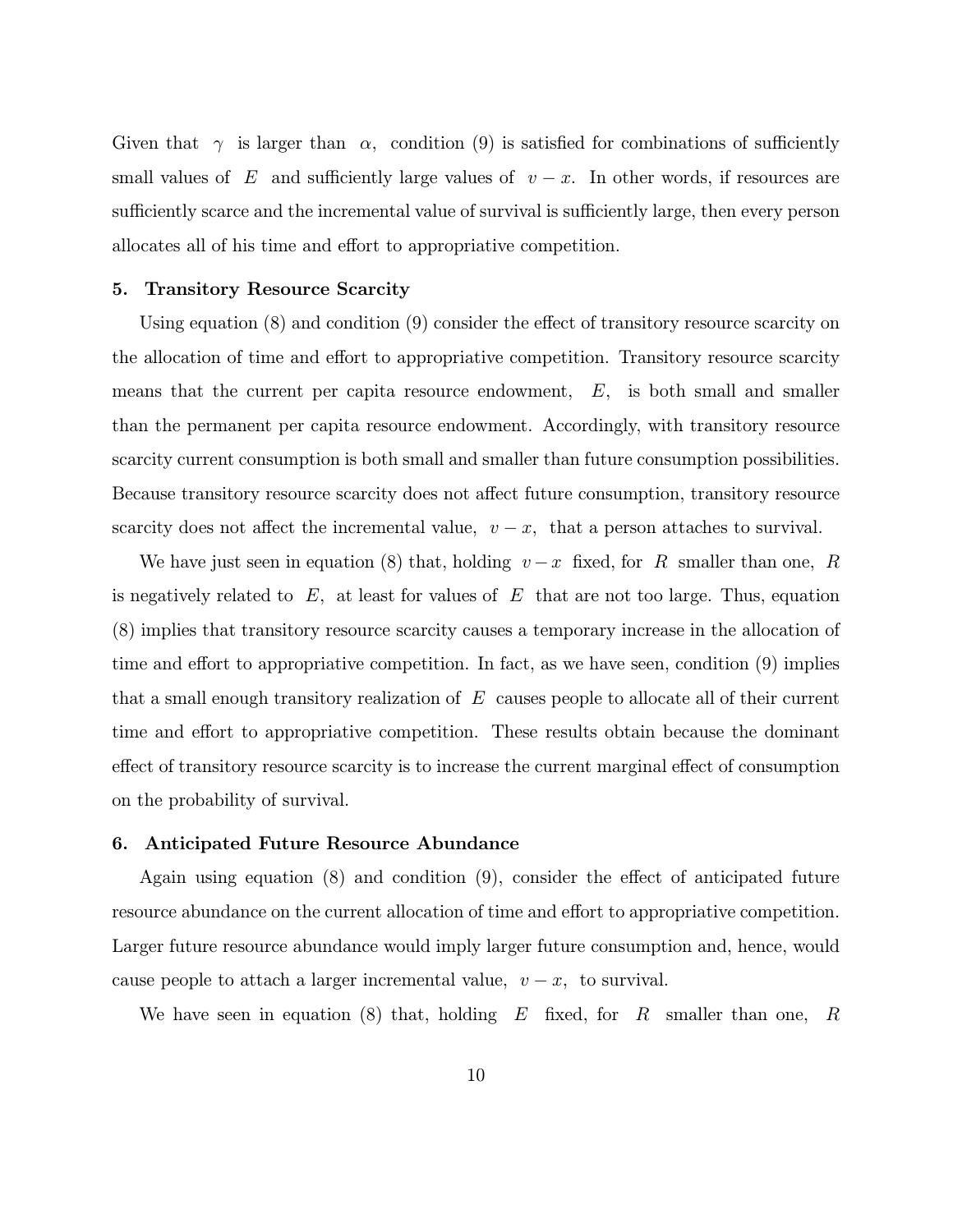Given that $\gamma$ is larger than $\alpha$, condition (9) is satisfied for combinations of sufficiently small values of $E$ and sufficiently large values of $v - x$. In other words, if resources are sufficiently scarce and the incremental value of survival is sufficiently large, then every person allocates all of his time and effort to appropriative competition.

## 5. Transitory Resource Scarcity

Using equation (8) and condition (9) consider the effect of transitory resource scarcity on the allocation of time and effort to appropriative competition. Transitory resource scarcity means that the current per capita resource endowment, $E$, is both small and smaller than the permanent per capita resource endowment. Accordingly, with transitory resource scarcity current consumption is both small and smaller than future consumption possibilities. Because transitory resource scarcity does not affect future consumption, transitory resource scarcity does not affect the incremental value, $v - x$, that a person attaches to survival.

We have just seen in equation (8) that, holding $v - x$ fixed, for $R$ smaller than one, $R$ is negatively related to $E$, at least for values of $E$ that are not too large. Thus, equation (8) implies that transitory resource scarcity causes a temporary increase in the allocation of time and effort to appropriative competition. In fact, as we have seen, condition (9) implies that a small enough transitory realization of $E$ causes people to allocate all of their current time and effort to appropriative competition. These results obtain because the dominant effect of transitory resource scarcity is to increase the current marginal effect of consumption on the probability of survival.

## 6. Anticipated Future Resource Abundance

Again using equation (8) and condition (9), consider the effect of anticipated future resource abundance on the current allocation of time and effort to appropriative competition. Larger future resource abundance would imply larger future consumption and, hence, would cause people to attach a larger incremental value, $v - x$, to survival.

We have seen in equation (8) that, holding $E$ fixed, for $R$ smaller than one, $R$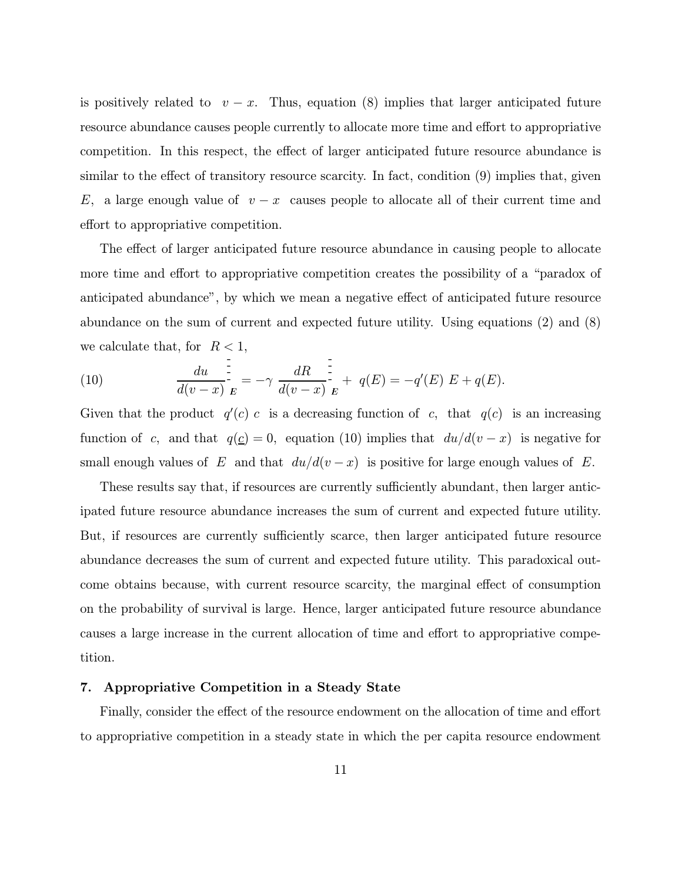is positively related to $v - x$. Thus, equation (8) implies that larger anticipated future resource abundance causes people currently to allocate more time and effort to appropriative competition. In this respect, the effect of larger anticipated future resource abundance is similar to the effect of transitory resource scarcity. In fact, condition (9) implies that, given $E$, a large enough value of $v - x$ causes people to allocate all of their current time and effort to appropriative competition.

The effect of larger anticipated future resource abundance in causing people to allocate more time and effort to appropriative competition creates the possibility of a "paradox of anticipated abundance", by which we mean a negative effect of anticipated future resource abundance on the sum of current and expected future utility. Using equations (2) and (8) we calculate that, for $R < 1$,

$$\text{(10)} \qquad \left.\frac{du}{d(v-x)}\right|_{E} = -\gamma \left.\frac{dR}{d(v-x)}\right|_{E} + q(E) = -q'(E)\ E + q(E).$$

Given that the product $q'(c)\ c$ is a decreasing function of $c$, that $q(c)$ is an increasing function of $c$, and that $q(\underline{c}) = 0$, equation (10) implies that $du/d(v-x)$ is negative for small enough values of $E$ and that $du/d(v-x)$ is positive for large enough values of $E$.

These results say that, if resources are currently sufficiently abundant, then larger anticipated future resource abundance increases the sum of current and expected future utility. But, if resources are currently sufficiently scarce, then larger anticipated future resource abundance decreases the sum of current and expected future utility. This paradoxical outcome obtains because, with current resource scarcity, the marginal effect of consumption on the probability of survival is large. Hence, larger anticipated future resource abundance causes a large increase in the current allocation of time and effort to appropriative competition.

## 7. Appropriative Competition in a Steady State

Finally, consider the effect of the resource endowment on the allocation of time and effort to appropriative competition in a steady state in which the per capita resource endowment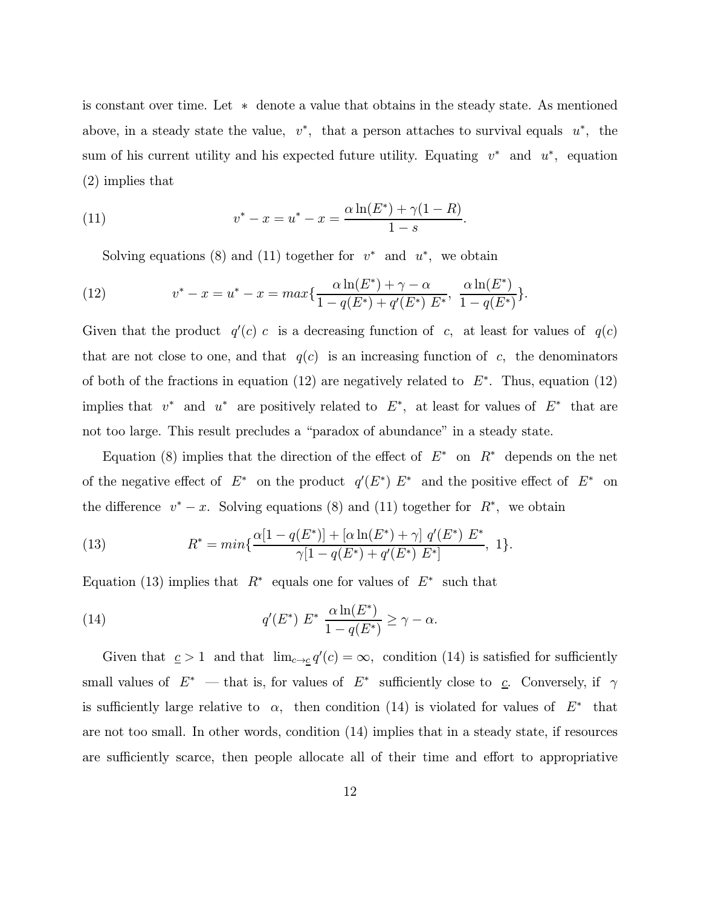is constant over time. Let $*$ denote a value that obtains in the steady state. As mentioned above, in a steady state the value, $v^*$, that a person attaches to survival equals $u^*$, the sum of his current utility and his expected future utility. Equating $v^*$ and $u^*$, equation (2) implies that

$$(11) \qquad v^* - x = u^* - x = \frac{\alpha \ln(E^*) + \gamma(1 - R)}{1 - s}.$$

Solving equations (8) and (11) together for $v^*$ and $u^*$, we obtain

$$(12) \qquad v^* - x = u^* - x = max\{\frac{\alpha \ln(E^*) + \gamma - \alpha}{1 - q(E^*) + q'(E^*)\ E^*},\ \frac{\alpha \ln(E^*)}{1 - q(E^*)}\}.$$

Given that the product $q'(c)\ c$ is a decreasing function of $c$, at least for values of $q(c)$ that are not close to one, and that $q(c)$ is an increasing function of $c$, the denominators of both of the fractions in equation (12) are negatively related to $E^*$. Thus, equation (12) implies that $v^*$ and $u^*$ are positively related to $E^*$, at least for values of $E^*$ that are not too large. This result precludes a "paradox of abundance" in a steady state.

Equation (8) implies that the direction of the effect of $E^*$ on $R^*$ depends on the net of the negative effect of $E^*$ on the product $q'(E^*)\ E^*$ and the positive effect of $E^*$ on the difference $v^* - x$. Solving equations (8) and (11) together for $R^*$, we obtain

$$(13) \qquad R^* = min\{\frac{\alpha[1 - q(E^*)] + [\alpha \ln(E^*) + \gamma]\ q'(E^*)\ E^*}{\gamma[1 - q(E^*) + q'(E^*)\ E^*]},\ 1\}.$$

Equation (13) implies that $R^*$ equals one for values of $E^*$ such that

$$(14) \qquad q'(E^*)\ E^*\ \frac{\alpha \ln(E^*)}{1 - q(E^*)} \geq \gamma - \alpha.$$

Given that $\underline{c} > 1$ and that $\lim_{c \to \underline{c}} q'(c) = \infty$, condition (14) is satisfied for sufficiently small values of $E^*$ — that is, for values of $E^*$ sufficiently close to $\underline{c}$. Conversely, if $\gamma$ is sufficiently large relative to $\alpha$, then condition (14) is violated for values of $E^*$ that are not too small. In other words, condition (14) implies that in a steady state, if resources are sufficiently scarce, then people allocate all of their time and effort to appropriative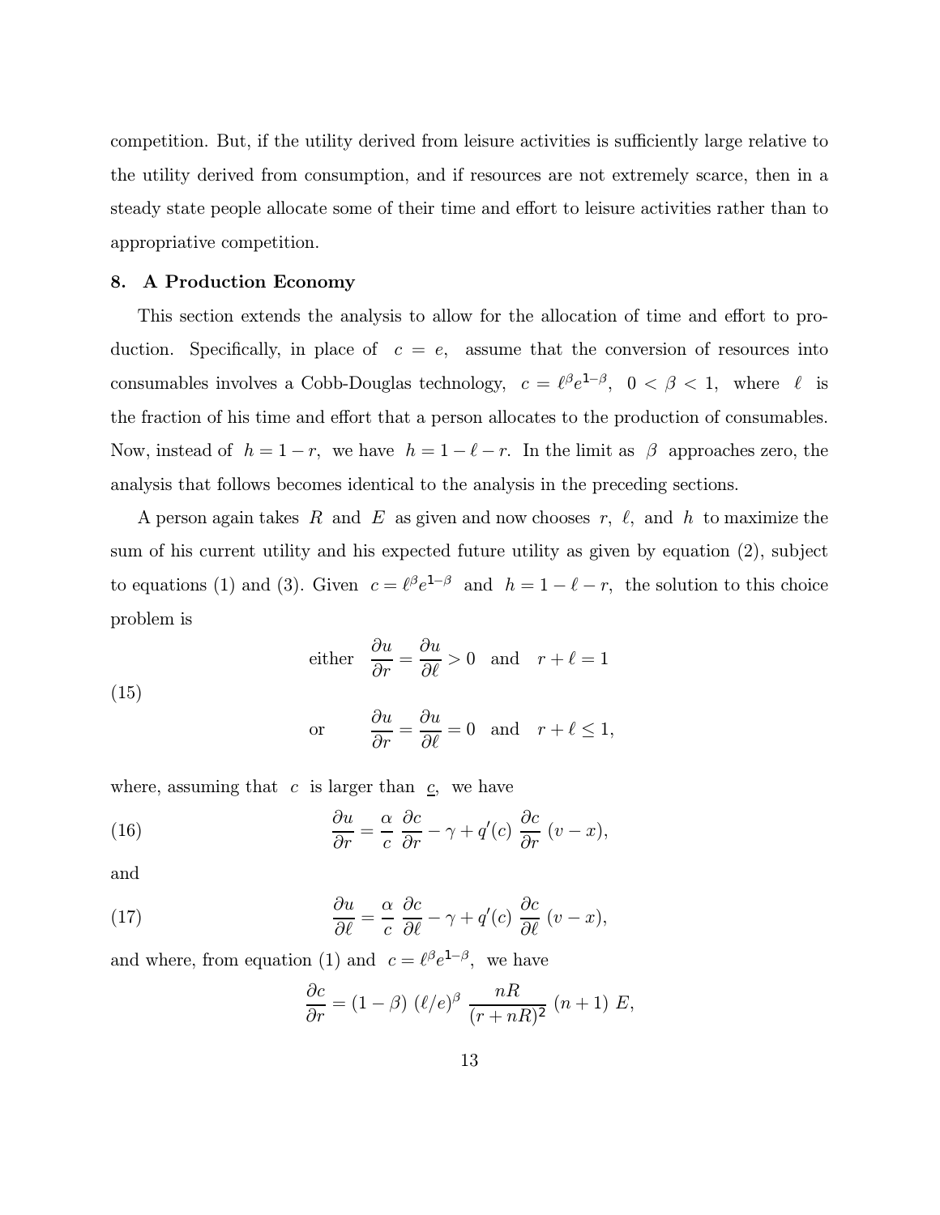competition. But, if the utility derived from leisure activities is sufficiently large relative to the utility derived from consumption, and if resources are not extremely scarce, then in a steady state people allocate some of their time and effort to leisure activities rather than to appropriative competition.

## 8. A Production Economy

This section extends the analysis to allow for the allocation of time and effort to production. Specifically, in place of $c = e$, assume that the conversion of resources into consumables involves a Cobb-Douglas technology, $c = \ell^{\beta} e^{1-\beta}$, $0 < \beta < 1$, where $\ell$ is the fraction of his time and effort that a person allocates to the production of consumables. Now, instead of $h = 1 - r$, we have $h = 1 - \ell - r$. In the limit as $\beta$ approaches zero, the analysis that follows becomes identical to the analysis in the preceding sections.

A person again takes $R$ and $E$ as given and now chooses $r$, $\ell$, and $h$ to maximize the sum of his current utility and his expected future utility as given by equation (2), subject to equations (1) and (3). Given $c = \ell^{\beta} e^{1-\beta}$ and $h = 1 - \ell - r$, the solution to this choice problem is

$$
(15) \qquad \begin{aligned} &\text{either} \quad \frac{\partial u}{\partial r} = \frac{\partial u}{\partial \ell} > 0 \quad \text{and} \quad r + \ell = 1 \\ &\text{or} \qquad \frac{\partial u}{\partial r} = \frac{\partial u}{\partial \ell} = 0 \quad \text{and} \quad r + \ell \leq 1, \end{aligned}
$$

where, assuming that $c$ is larger than $\underline{c}$, we have

$$
(16) \qquad \frac{\partial u}{\partial r} = \frac{\alpha}{c} \, \frac{\partial c}{\partial r} - \gamma + q'(c) \, \frac{\partial c}{\partial r} \, (v - x),
$$

and

$$
(17) \qquad \frac{\partial u}{\partial \ell} = \frac{\alpha}{c} \, \frac{\partial c}{\partial \ell} - \gamma + q'(c) \, \frac{\partial c}{\partial \ell} \, (v - x),
$$

and where, from equation (1) and $c = \ell^{\beta} e^{1-\beta}$, we have

$$
\frac{\partial c}{\partial r} = (1 - \beta) \, (\ell / e)^{\beta} \, \frac{nR}{(r + nR)^2} \, (n + 1) \, E,
$$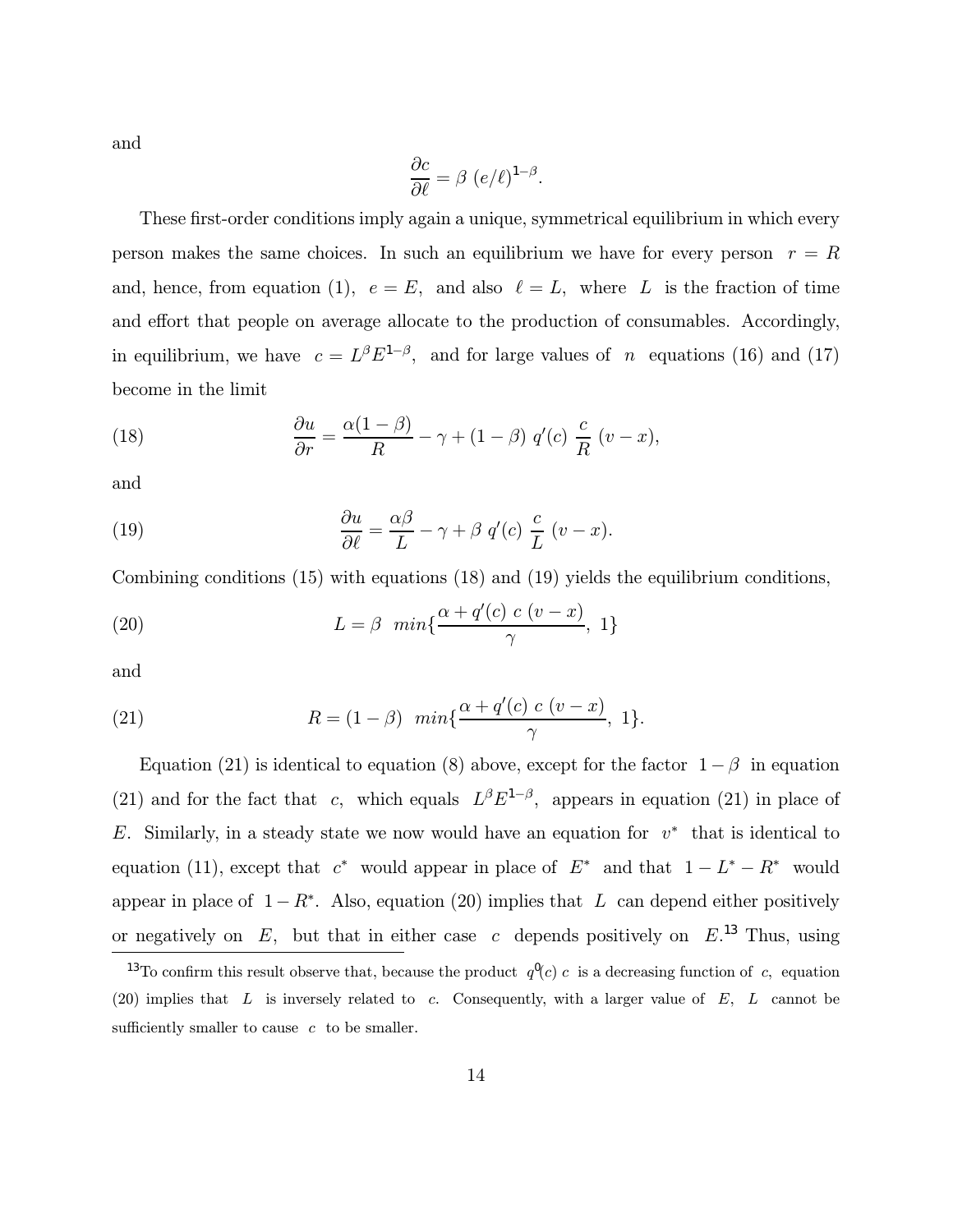and

$$\frac{\partial c}{\partial \ell} = \beta \ (e/\ell)^{1-\beta}.$$

These first-order conditions imply again a unique, symmetrical equilibrium in which every person makes the same choices. In such an equilibrium we have for every person $r = R$ and, hence, from equation (1), $e = E$, and also $\ell = L$, where $L$ is the fraction of time and effort that people on average allocate to the production of consumables. Accordingly, in equilibrium, we have $c = L^{\beta} E^{1-\beta}$, and for large values of $n$ equations (16) and (17) become in the limit

$$\frac{\partial u}{\partial r} = \frac{\alpha(1-\beta)}{R} - \gamma + (1-\beta) \ q'(c) \ \frac{c}{R} \ (v-x), \tag{18}$$

and

$$\frac{\partial u}{\partial \ell} = \frac{\alpha \beta}{L} - \gamma + \beta \ q'(c) \ \frac{c}{L} \ (v-x). \tag{19}$$

Combining conditions (15) with equations (18) and (19) yields the equilibrium conditions,

$$L = \beta \ \ min\{\frac{\alpha + q'(c) \ c \ (v-x)}{\gamma}, \ 1\} \tag{20}$$

and

$$R = (1-\beta) \ \ min\{\frac{\alpha + q'(c) \ c \ (v-x)}{\gamma}, \ 1\}. \tag{21}$$

Equation (21) is identical to equation (8) above, except for the factor $1-\beta$ in equation (21) and for the fact that $c$, which equals $L^{\beta} E^{1-\beta}$, appears in equation (21) in place of $E$. Similarly, in a steady state we now would have an equation for $v^*$ that is identical to equation (11), except that $c^*$ would appear in place of $E^*$ and that $1 - L^* - R^*$ would appear in place of $1 - R^*$. Also, equation (20) implies that $L$ can depend either positively or negatively on $E$, but that in either case $c$ depends positively on $E$.[13] Thus, using

[13] To confirm this result observe that, because the product $q'(c) \ c$ is a decreasing function of $c$, equation (20) implies that $L$ is inversely related to $c$. Consequently, with a larger value of $E$, $L$ cannot be sufficiently smaller to cause $c$ to be smaller.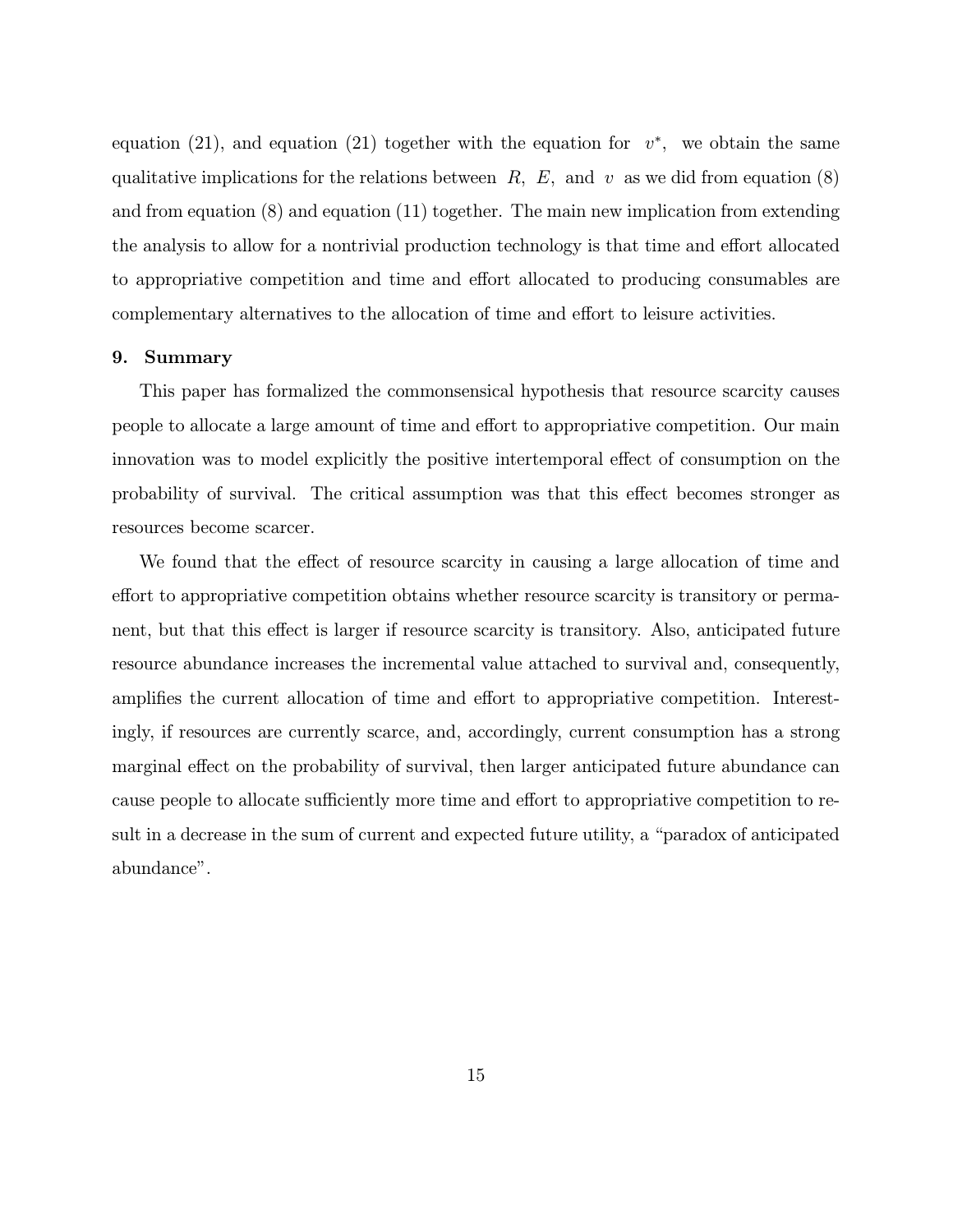equation (21), and equation (21) together with the equation for $v^*$, we obtain the same qualitative implications for the relations between $R$, $E$, and $v$ as we did from equation (8) and from equation (8) and equation (11) together. The main new implication from extending the analysis to allow for a nontrivial production technology is that time and effort allocated to appropriative competition and time and effort allocated to producing consumables are complementary alternatives to the allocation of time and effort to leisure activities.

## 9. Summary

This paper has formalized the commonsensical hypothesis that resource scarcity causes people to allocate a large amount of time and effort to appropriative competition. Our main innovation was to model explicitly the positive intertemporal effect of consumption on the probability of survival. The critical assumption was that this effect becomes stronger as resources become scarcer.

We found that the effect of resource scarcity in causing a large allocation of time and effort to appropriative competition obtains whether resource scarcity is transitory or permanent, but that this effect is larger if resource scarcity is transitory. Also, anticipated future resource abundance increases the incremental value attached to survival and, consequently, amplifies the current allocation of time and effort to appropriative competition. Interestingly, if resources are currently scarce, and, accordingly, current consumption has a strong marginal effect on the probability of survival, then larger anticipated future abundance can cause people to allocate sufficiently more time and effort to appropriative competition to result in a decrease in the sum of current and expected future utility, a "paradox of anticipated abundance".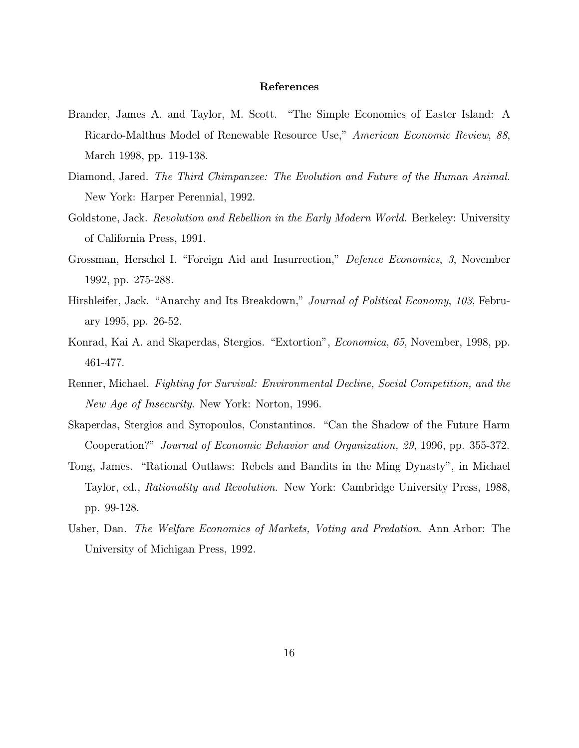## References

Brander, James A. and Taylor, M. Scott. "The Simple Economics of Easter Island: A Ricardo-Malthus Model of Renewable Resource Use," *American Economic Review*, *88*, March 1998, pp. 119-138.

Diamond, Jared. *The Third Chimpanzee: The Evolution and Future of the Human Animal.* New York: Harper Perennial, 1992.

Goldstone, Jack. *Revolution and Rebellion in the Early Modern World.* Berkeley: University of California Press, 1991.

Grossman, Herschel I. "Foreign Aid and Insurrection," *Defence Economics*, *3*, November 1992, pp. 275-288.

Hirshleifer, Jack. "Anarchy and Its Breakdown," *Journal of Political Economy*, *103*, February 1995, pp. 26-52.

Konrad, Kai A. and Skaperdas, Stergios. "Extortion", *Economica*, *65*, November, 1998, pp. 461-477.

Renner, Michael. *Fighting for Survival: Environmental Decline, Social Competition, and the New Age of Insecurity.* New York: Norton, 1996.

Skaperdas, Stergios and Syropoulos, Constantinos. "Can the Shadow of the Future Harm Cooperation?" *Journal of Economic Behavior and Organization, 29*, 1996, pp. 355-372.

Tong, James. "Rational Outlaws: Rebels and Bandits in the Ming Dynasty", in Michael Taylor, ed., *Rationality and Revolution*. New York: Cambridge University Press, 1988, pp. 99-128.

Usher, Dan. *The Welfare Economics of Markets, Voting and Predation.* Ann Arbor: The University of Michigan Press, 1992.